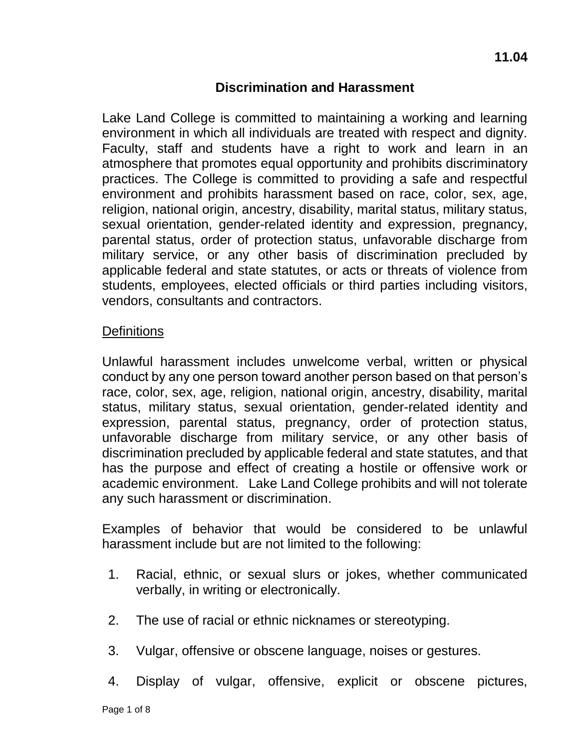**11.04**

# Discrimination and Harassment

Lake Land College is committed to maintaining a working and learning environment in which all individuals are treated with respect and dignity. Faculty, staff and students have a right to work and learn in an atmosphere that promotes equal opportunity and prohibits discriminatory practices. The College is committed to providing a safe and respectful environment and prohibits harassment based on race, color, sex, age, religion, national origin, ancestry, disability, marital status, military status, sexual orientation, gender-related identity and expression, pregnancy, parental status, order of protection status, unfavorable discharge from military service, or any other basis of discrimination precluded by applicable federal and state statutes, or acts or threats of violence from students, employees, elected officials or third parties including visitors, vendors, consultants and contractors.

## Definitions

Unlawful harassment includes unwelcome verbal, written or physical conduct by any one person toward another person based on that person's race, color, sex, age, religion, national origin, ancestry, disability, marital status, military status, sexual orientation, gender-related identity and expression, parental status, pregnancy, order of protection status, unfavorable discharge from military service, or any other basis of discrimination precluded by applicable federal and state statutes, and that has the purpose and effect of creating a hostile or offensive work or academic environment. Lake Land College prohibits and will not tolerate any such harassment or discrimination.

Examples of behavior that would be considered to be unlawful harassment include but are not limited to the following:

1. Racial, ethnic, or sexual slurs or jokes, whether communicated verbally, in writing or electronically.
2. The use of racial or ethnic nicknames or stereotyping.
3. Vulgar, offensive or obscene language, noises or gestures.
4. Display of vulgar, offensive, explicit or obscene pictures,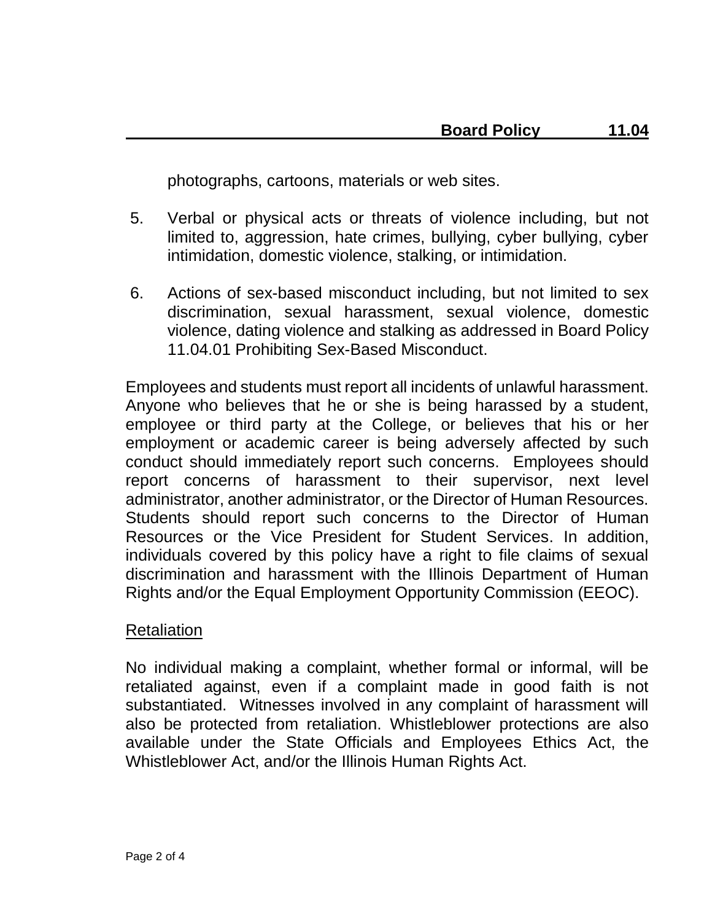photographs, cartoons, materials or web sites.

5. Verbal or physical acts or threats of violence including, but not limited to, aggression, hate crimes, bullying, cyber bullying, cyber intimidation, domestic violence, stalking, or intimidation.

6. Actions of sex-based misconduct including, but not limited to sex discrimination, sexual harassment, sexual violence, domestic violence, dating violence and stalking as addressed in Board Policy 11.04.01 Prohibiting Sex-Based Misconduct.

Employees and students must report all incidents of unlawful harassment. Anyone who believes that he or she is being harassed by a student, employee or third party at the College, or believes that his or her employment or academic career is being adversely affected by such conduct should immediately report such concerns. Employees should report concerns of harassment to their supervisor, next level administrator, another administrator, or the Director of Human Resources. Students should report such concerns to the Director of Human Resources or the Vice President for Student Services. In addition, individuals covered by this policy have a right to file claims of sexual discrimination and harassment with the Illinois Department of Human Rights and/or the Equal Employment Opportunity Commission (EEOC).

## Retaliation

No individual making a complaint, whether formal or informal, will be retaliated against, even if a complaint made in good faith is not substantiated. Witnesses involved in any complaint of harassment will also be protected from retaliation. Whistleblower protections are also available under the State Officials and Employees Ethics Act, the Whistleblower Act, and/or the Illinois Human Rights Act.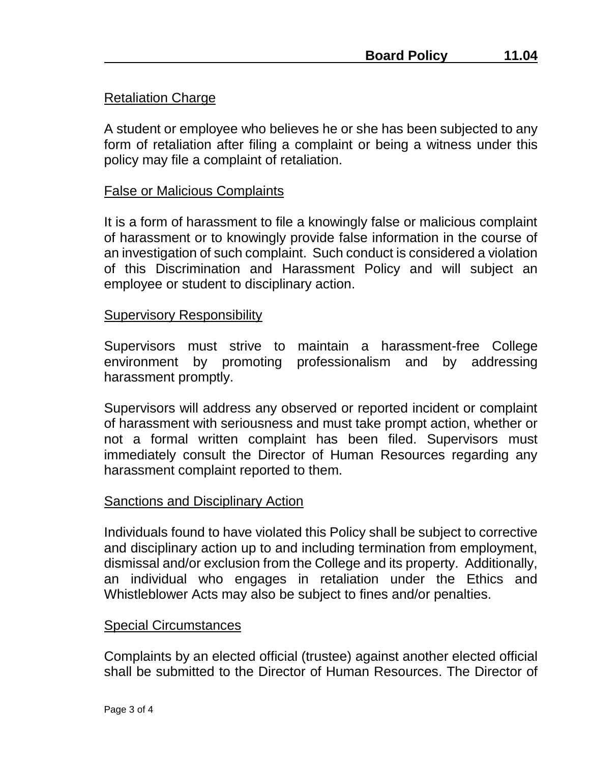## Retaliation Charge

A student or employee who believes he or she has been subjected to any form of retaliation after filing a complaint or being a witness under this policy may file a complaint of retaliation.

## False or Malicious Complaints

It is a form of harassment to file a knowingly false or malicious complaint of harassment or to knowingly provide false information in the course of an investigation of such complaint. Such conduct is considered a violation of this Discrimination and Harassment Policy and will subject an employee or student to disciplinary action.

## Supervisory Responsibility

Supervisors must strive to maintain a harassment-free College environment by promoting professionalism and by addressing harassment promptly.

Supervisors will address any observed or reported incident or complaint of harassment with seriousness and must take prompt action, whether or not a formal written complaint has been filed. Supervisors must immediately consult the Director of Human Resources regarding any harassment complaint reported to them.

## Sanctions and Disciplinary Action

Individuals found to have violated this Policy shall be subject to corrective and disciplinary action up to and including termination from employment, dismissal and/or exclusion from the College and its property. Additionally, an individual who engages in retaliation under the Ethics and Whistleblower Acts may also be subject to fines and/or penalties.

## Special Circumstances

Complaints by an elected official (trustee) against another elected official shall be submitted to the Director of Human Resources. The Director of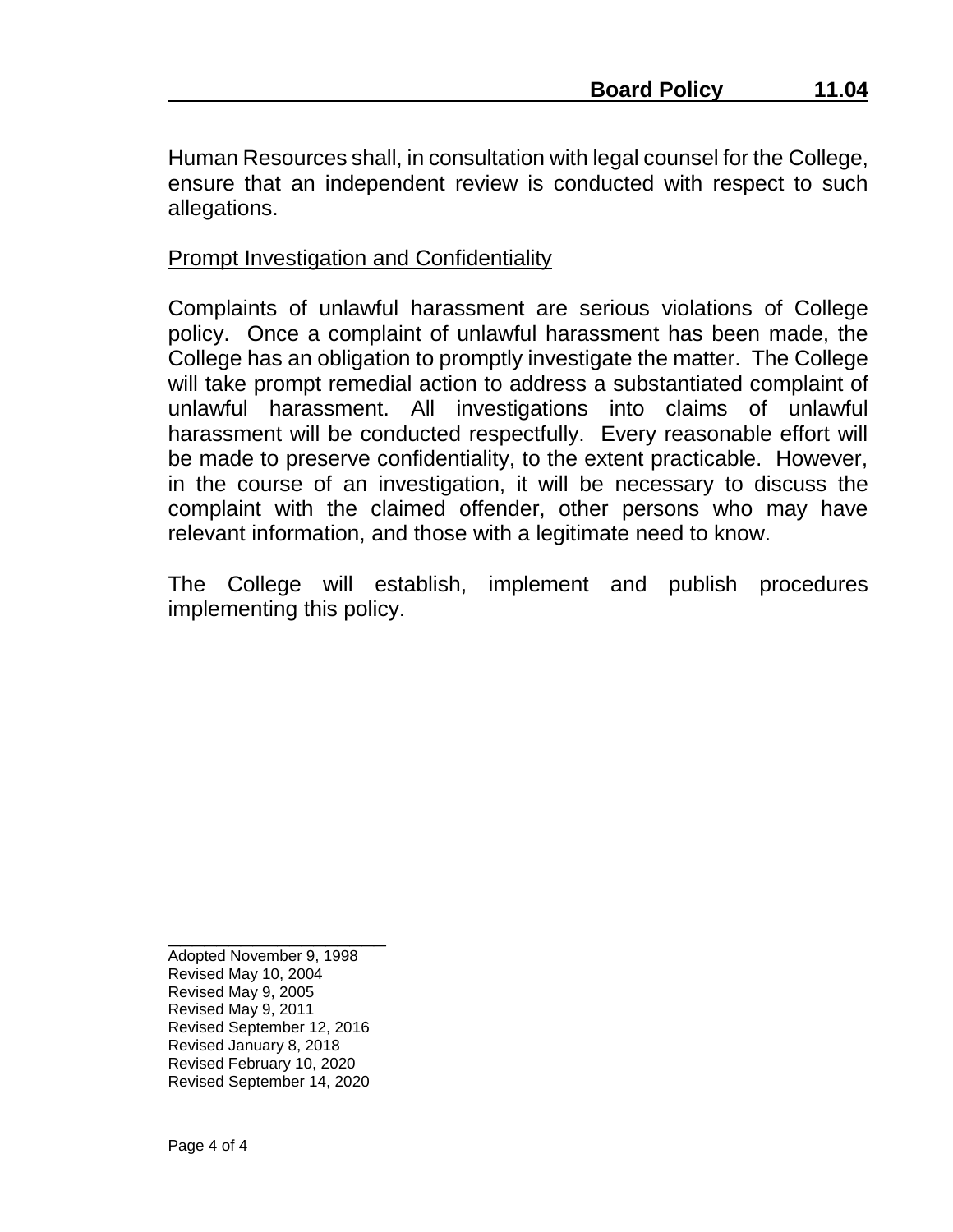Human Resources shall, in consultation with legal counsel for the College, ensure that an independent review is conducted with respect to such allegations.

Prompt Investigation and Confidentiality

Complaints of unlawful harassment are serious violations of College policy. Once a complaint of unlawful harassment has been made, the College has an obligation to promptly investigate the matter. The College will take prompt remedial action to address a substantiated complaint of unlawful harassment. All investigations into claims of unlawful harassment will be conducted respectfully. Every reasonable effort will be made to preserve confidentiality, to the extent practicable. However, in the course of an investigation, it will be necessary to discuss the complaint with the claimed offender, other persons who may have relevant information, and those with a legitimate need to know.

The College will establish, implement and publish procedures implementing this policy.

---

Adopted November 9, 1998
Revised May 10, 2004
Revised May 9, 2005
Revised May 9, 2011
Revised September 12, 2016
Revised January 8, 2018
Revised February 10, 2020
Revised September 14, 2020